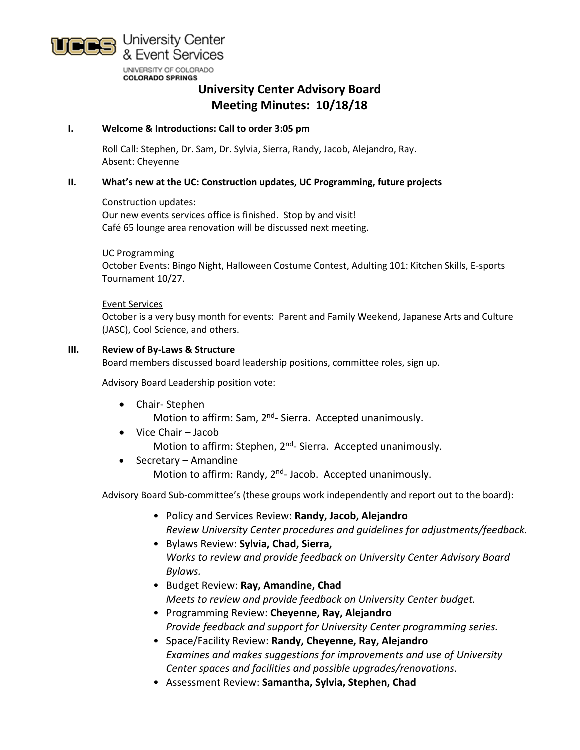UCCS University Center & Event Services
UNIVERSITY OF COLORADO
COLORADO SPRINGS

# University Center Advisory Board
# Meeting Minutes: 10/18/18

## I. Welcome & Introductions: Call to order 3:05 pm

Roll Call: Stephen, Dr. Sam, Dr. Sylvia, Sierra, Randy, Jacob, Alejandro, Ray.
Absent: Cheyenne

## II. What's new at the UC: Construction updates, UC Programming, future projects

<u>Construction updates:</u>
Our new events services office is finished. Stop by and visit!
Café 65 lounge area renovation will be discussed next meeting.

<u>UC Programming</u>
October Events: Bingo Night, Halloween Costume Contest, Adulting 101: Kitchen Skills, E-sports Tournament 10/27.

<u>Event Services</u>
October is a very busy month for events: Parent and Family Weekend, Japanese Arts and Culture (JASC), Cool Science, and others.

## III. Review of By-Laws & Structure

Board members discussed board leadership positions, committee roles, sign up.

Advisory Board Leadership position vote:

- Chair- Stephen
  Motion to affirm: Sam, 2nd- Sierra. Accepted unanimously.
- Vice Chair – Jacob
  Motion to affirm: Stephen, 2nd- Sierra. Accepted unanimously.
- Secretary – Amandine
  Motion to affirm: Randy, 2nd- Jacob. Accepted unanimously.

Advisory Board Sub-committee's (these groups work independently and report out to the board):

- Policy and Services Review: **Randy, Jacob, Alejandro**
  *Review University Center procedures and guidelines for adjustments/feedback.*
- Bylaws Review: **Sylvia, Chad, Sierra,**
  *Works to review and provide feedback on University Center Advisory Board Bylaws.*
- Budget Review: **Ray, Amandine, Chad**
  *Meets to review and provide feedback on University Center budget.*
- Programming Review: **Cheyenne, Ray, Alejandro**
  *Provide feedback and support for University Center programming series.*
- Space/Facility Review: **Randy, Cheyenne, Ray, Alejandro**
  *Examines and makes suggestions for improvements and use of University Center spaces and facilities and possible upgrades/renovations.*
- Assessment Review: **Samantha, Sylvia, Stephen, Chad**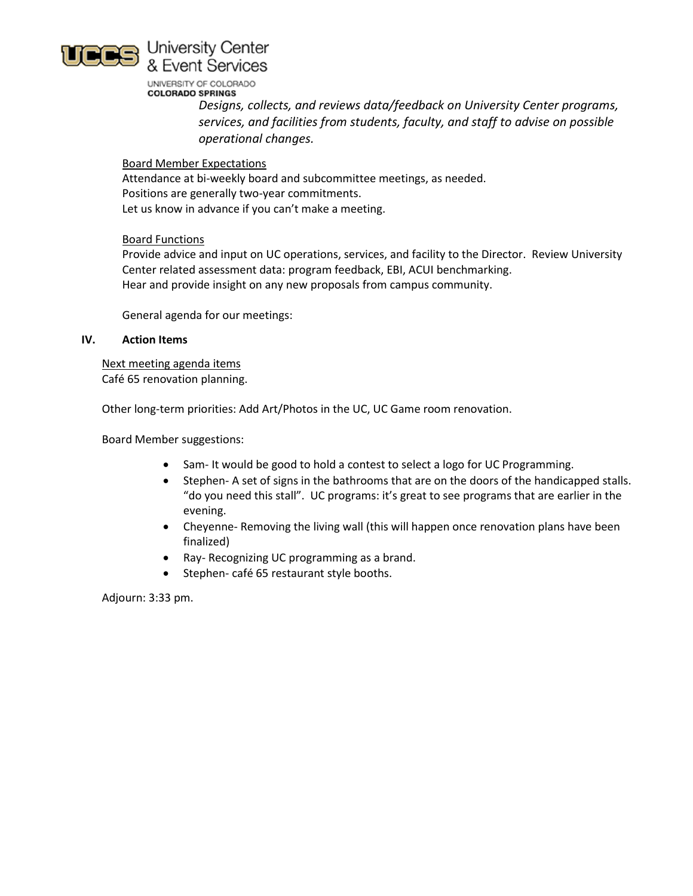*Designs, collects, and reviews data/feedback on University Center programs, services, and facilities from students, faculty, and staff to advise on possible operational changes.*

Board Member Expectations

Attendance at bi-weekly board and subcommittee meetings, as needed.
Positions are generally two-year commitments.
Let us know in advance if you can't make a meeting.

Board Functions

Provide advice and input on UC operations, services, and facility to the Director. Review University Center related assessment data: program feedback, EBI, ACUI benchmarking.
Hear and provide insight on any new proposals from campus community.

General agenda for our meetings:

## IV. Action Items

Next meeting agenda items

Café 65 renovation planning.

Other long-term priorities: Add Art/Photos in the UC, UC Game room renovation.

Board Member suggestions:

- Sam- It would be good to hold a contest to select a logo for UC Programming.
- Stephen- A set of signs in the bathrooms that are on the doors of the handicapped stalls. "do you need this stall". UC programs: it's great to see programs that are earlier in the evening.
- Cheyenne- Removing the living wall (this will happen once renovation plans have been finalized)
- Ray- Recognizing UC programming as a brand.
- Stephen- café 65 restaurant style booths.

Adjourn: 3:33 pm.